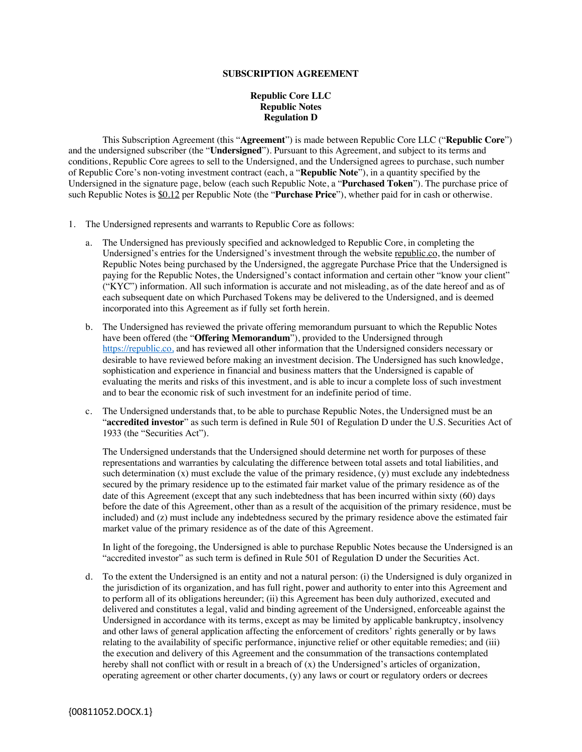**SUBSCRIPTION AGREEMENT**

**Republic Core LLC**
**Republic Notes**
**Regulation D**

This Subscription Agreement (this "**Agreement**") is made between Republic Core LLC ("**Republic Core**") and the undersigned subscriber (the "**Undersigned**"). Pursuant to this Agreement, and subject to its terms and conditions, Republic Core agrees to sell to the Undersigned, and the Undersigned agrees to purchase, such number of Republic Core's non-voting investment contract (each, a "**Republic Note**"), in a quantity specified by the Undersigned in the signature page, below (each such Republic Note, a "**Purchased Token**"). The purchase price of such Republic Notes is $0.12 per Republic Note (the "**Purchase Price**"), whether paid for in cash or otherwise.

1. The Undersigned represents and warrants to Republic Core as follows:

   a. The Undersigned has previously specified and acknowledged to Republic Core, in completing the Undersigned's entries for the Undersigned's investment through the website republic.co, the number of Republic Notes being purchased by the Undersigned, the aggregate Purchase Price that the Undersigned is paying for the Republic Notes, the Undersigned's contact information and certain other "know your client" ("KYC") information. All such information is accurate and not misleading, as of the date hereof and as of each subsequent date on which Purchased Tokens may be delivered to the Undersigned, and is deemed incorporated into this Agreement as if fully set forth herein.

   b. The Undersigned has reviewed the private offering memorandum pursuant to which the Republic Notes have been offered (the "**Offering Memorandum**"), provided to the Undersigned through https://republic.co, and has reviewed all other information that the Undersigned considers necessary or desirable to have reviewed before making an investment decision. The Undersigned has such knowledge, sophistication and experience in financial and business matters that the Undersigned is capable of evaluating the merits and risks of this investment, and is able to incur a complete loss of such investment and to bear the economic risk of such investment for an indefinite period of time.

   c. The Undersigned understands that, to be able to purchase Republic Notes, the Undersigned must be an "**accredited investor**" as such term is defined in Rule 501 of Regulation D under the U.S. Securities Act of 1933 (the "Securities Act").

      The Undersigned understands that the Undersigned should determine net worth for purposes of these representations and warranties by calculating the difference between total assets and total liabilities, and such determination (x) must exclude the value of the primary residence, (y) must exclude any indebtedness secured by the primary residence up to the estimated fair market value of the primary residence as of the date of this Agreement (except that any such indebtedness that has been incurred within sixty (60) days before the date of this Agreement, other than as a result of the acquisition of the primary residence, must be included) and (z) must include any indebtedness secured by the primary residence above the estimated fair market value of the primary residence as of the date of this Agreement.

      In light of the foregoing, the Undersigned is able to purchase Republic Notes because the Undersigned is an "accredited investor" as such term is defined in Rule 501 of Regulation D under the Securities Act.

   d. To the extent the Undersigned is an entity and not a natural person: (i) the Undersigned is duly organized in the jurisdiction of its organization, and has full right, power and authority to enter into this Agreement and to perform all of its obligations hereunder; (ii) this Agreement has been duly authorized, executed and delivered and constitutes a legal, valid and binding agreement of the Undersigned, enforceable against the Undersigned in accordance with its terms, except as may be limited by applicable bankruptcy, insolvency and other laws of general application affecting the enforcement of creditors' rights generally or by laws relating to the availability of specific performance, injunctive relief or other equitable remedies; and (iii) the execution and delivery of this Agreement and the consummation of the transactions contemplated hereby shall not conflict with or result in a breach of (x) the Undersigned's articles of organization, operating agreement or other charter documents, (y) any laws or court or regulatory orders or decrees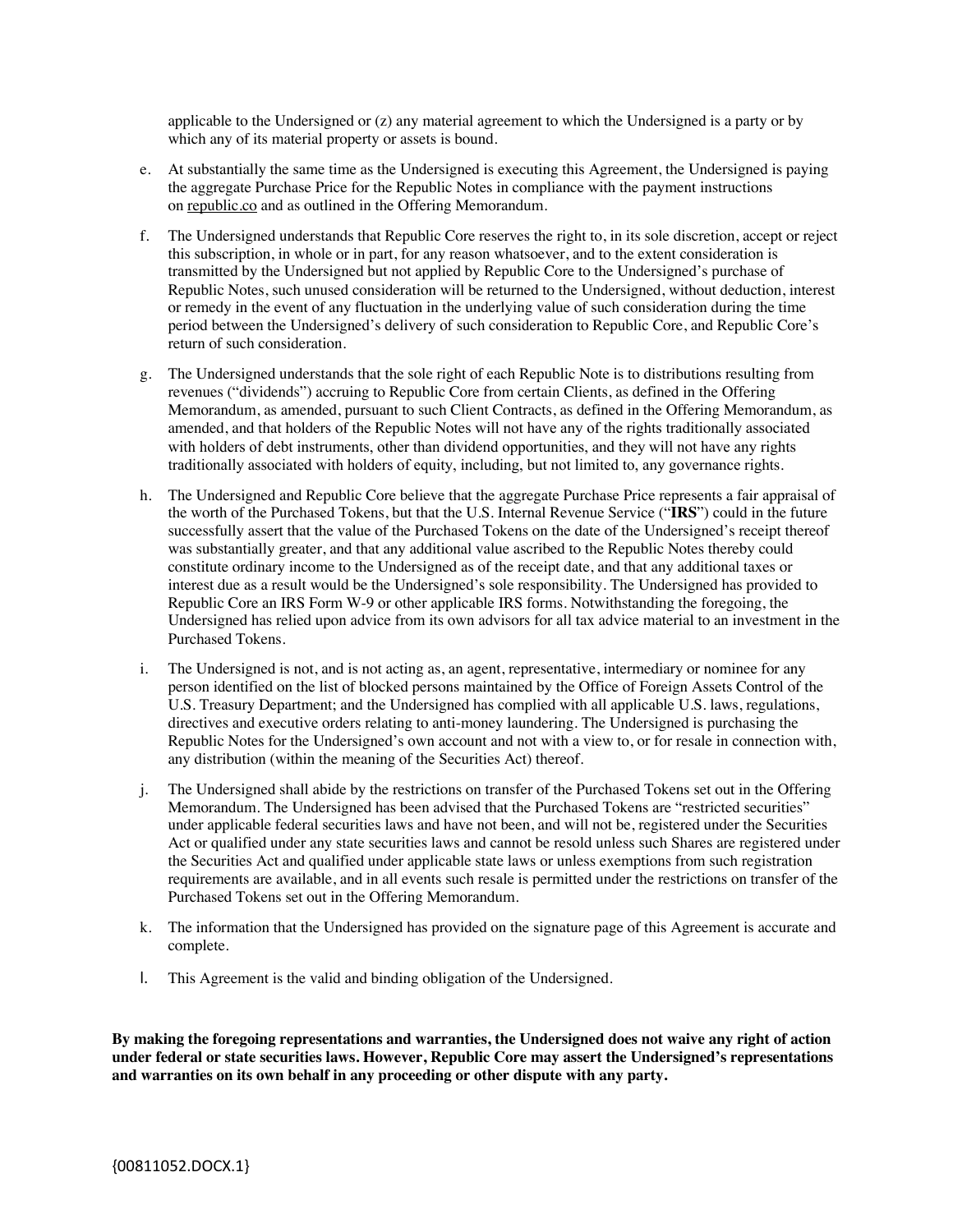applicable to the Undersigned or (z) any material agreement to which the Undersigned is a party or by which any of its material property or assets is bound.

e. At substantially the same time as the Undersigned is executing this Agreement, the Undersigned is paying the aggregate Purchase Price for the Republic Notes in compliance with the payment instructions on republic.co and as outlined in the Offering Memorandum.

f. The Undersigned understands that Republic Core reserves the right to, in its sole discretion, accept or reject this subscription, in whole or in part, for any reason whatsoever, and to the extent consideration is transmitted by the Undersigned but not applied by Republic Core to the Undersigned's purchase of Republic Notes, such unused consideration will be returned to the Undersigned, without deduction, interest or remedy in the event of any fluctuation in the underlying value of such consideration during the time period between the Undersigned's delivery of such consideration to Republic Core, and Republic Core's return of such consideration.

g. The Undersigned understands that the sole right of each Republic Note is to distributions resulting from revenues ("dividends") accruing to Republic Core from certain Clients, as defined in the Offering Memorandum, as amended, pursuant to such Client Contracts, as defined in the Offering Memorandum, as amended, and that holders of the Republic Notes will not have any of the rights traditionally associated with holders of debt instruments, other than dividend opportunities, and they will not have any rights traditionally associated with holders of equity, including, but not limited to, any governance rights.

h. The Undersigned and Republic Core believe that the aggregate Purchase Price represents a fair appraisal of the worth of the Purchased Tokens, but that the U.S. Internal Revenue Service ("**IRS**") could in the future successfully assert that the value of the Purchased Tokens on the date of the Undersigned's receipt thereof was substantially greater, and that any additional value ascribed to the Republic Notes thereby could constitute ordinary income to the Undersigned as of the receipt date, and that any additional taxes or interest due as a result would be the Undersigned's sole responsibility. The Undersigned has provided to Republic Core an IRS Form W-9 or other applicable IRS forms. Notwithstanding the foregoing, the Undersigned has relied upon advice from its own advisors for all tax advice material to an investment in the Purchased Tokens.

i. The Undersigned is not, and is not acting as, an agent, representative, intermediary or nominee for any person identified on the list of blocked persons maintained by the Office of Foreign Assets Control of the U.S. Treasury Department; and the Undersigned has complied with all applicable U.S. laws, regulations, directives and executive orders relating to anti-money laundering. The Undersigned is purchasing the Republic Notes for the Undersigned's own account and not with a view to, or for resale in connection with, any distribution (within the meaning of the Securities Act) thereof.

j. The Undersigned shall abide by the restrictions on transfer of the Purchased Tokens set out in the Offering Memorandum. The Undersigned has been advised that the Purchased Tokens are "restricted securities" under applicable federal securities laws and have not been, and will not be, registered under the Securities Act or qualified under any state securities laws and cannot be resold unless such Shares are registered under the Securities Act and qualified under applicable state laws or unless exemptions from such registration requirements are available, and in all events such resale is permitted under the restrictions on transfer of the Purchased Tokens set out in the Offering Memorandum.

k. The information that the Undersigned has provided on the signature page of this Agreement is accurate and complete.

l. This Agreement is the valid and binding obligation of the Undersigned.

**By making the foregoing representations and warranties, the Undersigned does not waive any right of action under federal or state securities laws. However, Republic Core may assert the Undersigned's representations and warranties on its own behalf in any proceeding or other dispute with any party.**

{00811052.DOCX.1}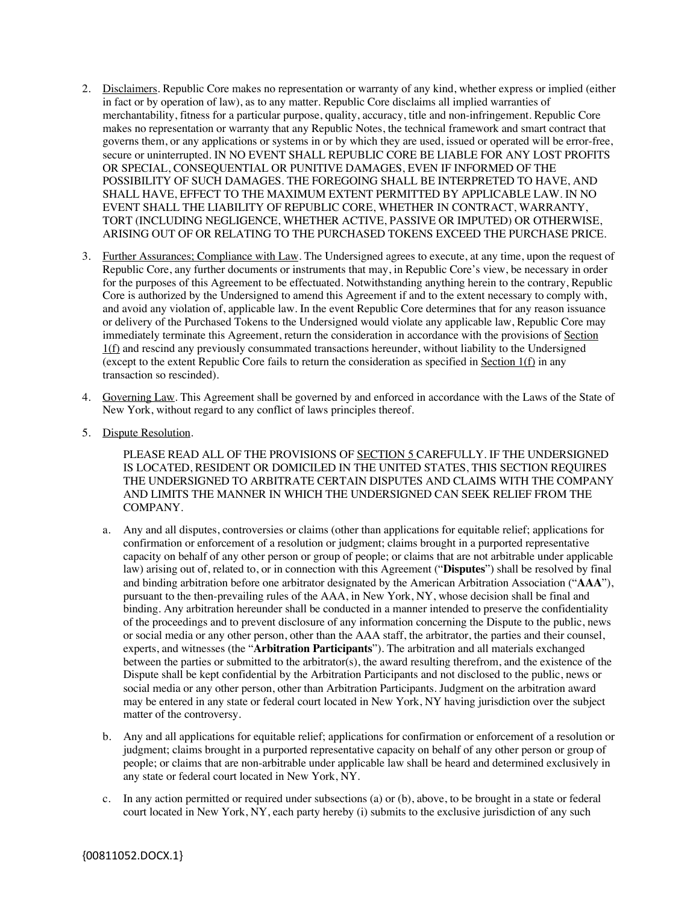2. Disclaimers. Republic Core makes no representation or warranty of any kind, whether express or implied (either in fact or by operation of law), as to any matter. Republic Core disclaims all implied warranties of merchantability, fitness for a particular purpose, quality, accuracy, title and non-infringement. Republic Core makes no representation or warranty that any Republic Notes, the technical framework and smart contract that governs them, or any applications or systems in or by which they are used, issued or operated will be error-free, secure or uninterrupted. IN NO EVENT SHALL REPUBLIC CORE BE LIABLE FOR ANY LOST PROFITS OR SPECIAL, CONSEQUENTIAL OR PUNITIVE DAMAGES, EVEN IF INFORMED OF THE POSSIBILITY OF SUCH DAMAGES. THE FOREGOING SHALL BE INTERPRETED TO HAVE, AND SHALL HAVE, EFFECT TO THE MAXIMUM EXTENT PERMITTED BY APPLICABLE LAW. IN NO EVENT SHALL THE LIABILITY OF REPUBLIC CORE, WHETHER IN CONTRACT, WARRANTY, TORT (INCLUDING NEGLIGENCE, WHETHER ACTIVE, PASSIVE OR IMPUTED) OR OTHERWISE, ARISING OUT OF OR RELATING TO THE PURCHASED TOKENS EXCEED THE PURCHASE PRICE.

3. Further Assurances; Compliance with Law. The Undersigned agrees to execute, at any time, upon the request of Republic Core, any further documents or instruments that may, in Republic Core's view, be necessary in order for the purposes of this Agreement to be effectuated. Notwithstanding anything herein to the contrary, Republic Core is authorized by the Undersigned to amend this Agreement if and to the extent necessary to comply with, and avoid any violation of, applicable law. In the event Republic Core determines that for any reason issuance or delivery of the Purchased Tokens to the Undersigned would violate any applicable law, Republic Core may immediately terminate this Agreement, return the consideration in accordance with the provisions of Section 1(f) and rescind any previously consummated transactions hereunder, without liability to the Undersigned (except to the extent Republic Core fails to return the consideration as specified in Section 1(f) in any transaction so rescinded).

4. Governing Law. This Agreement shall be governed by and enforced in accordance with the Laws of the State of New York, without regard to any conflict of laws principles thereof.

5. Dispute Resolution.

   PLEASE READ ALL OF THE PROVISIONS OF SECTION 5 CAREFULLY. IF THE UNDERSIGNED IS LOCATED, RESIDENT OR DOMICILED IN THE UNITED STATES, THIS SECTION REQUIRES THE UNDERSIGNED TO ARBITRATE CERTAIN DISPUTES AND CLAIMS WITH THE COMPANY AND LIMITS THE MANNER IN WHICH THE UNDERSIGNED CAN SEEK RELIEF FROM THE COMPANY.

   a. Any and all disputes, controversies or claims (other than applications for equitable relief; applications for confirmation or enforcement of a resolution or judgment; claims brought in a purported representative capacity on behalf of any other person or group of people; or claims that are not arbitrable under applicable law) arising out of, related to, or in connection with this Agreement ("**Disputes**") shall be resolved by final and binding arbitration before one arbitrator designated by the American Arbitration Association ("**AAA**"), pursuant to the then-prevailing rules of the AAA, in New York, NY, whose decision shall be final and binding. Any arbitration hereunder shall be conducted in a manner intended to preserve the confidentiality of the proceedings and to prevent disclosure of any information concerning the Dispute to the public, news or social media or any other person, other than the AAA staff, the arbitrator, the parties and their counsel, experts, and witnesses (the "**Arbitration Participants**"). The arbitration and all materials exchanged between the parties or submitted to the arbitrator(s), the award resulting therefrom, and the existence of the Dispute shall be kept confidential by the Arbitration Participants and not disclosed to the public, news or social media or any other person, other than Arbitration Participants. Judgment on the arbitration award may be entered in any state or federal court located in New York, NY having jurisdiction over the subject matter of the controversy.

   b. Any and all applications for equitable relief; applications for confirmation or enforcement of a resolution or judgment; claims brought in a purported representative capacity on behalf of any other person or group of people; or claims that are non-arbitrable under applicable law shall be heard and determined exclusively in any state or federal court located in New York, NY.

   c. In any action permitted or required under subsections (a) or (b), above, to be brought in a state or federal court located in New York, NY, each party hereby (i) submits to the exclusive jurisdiction of any such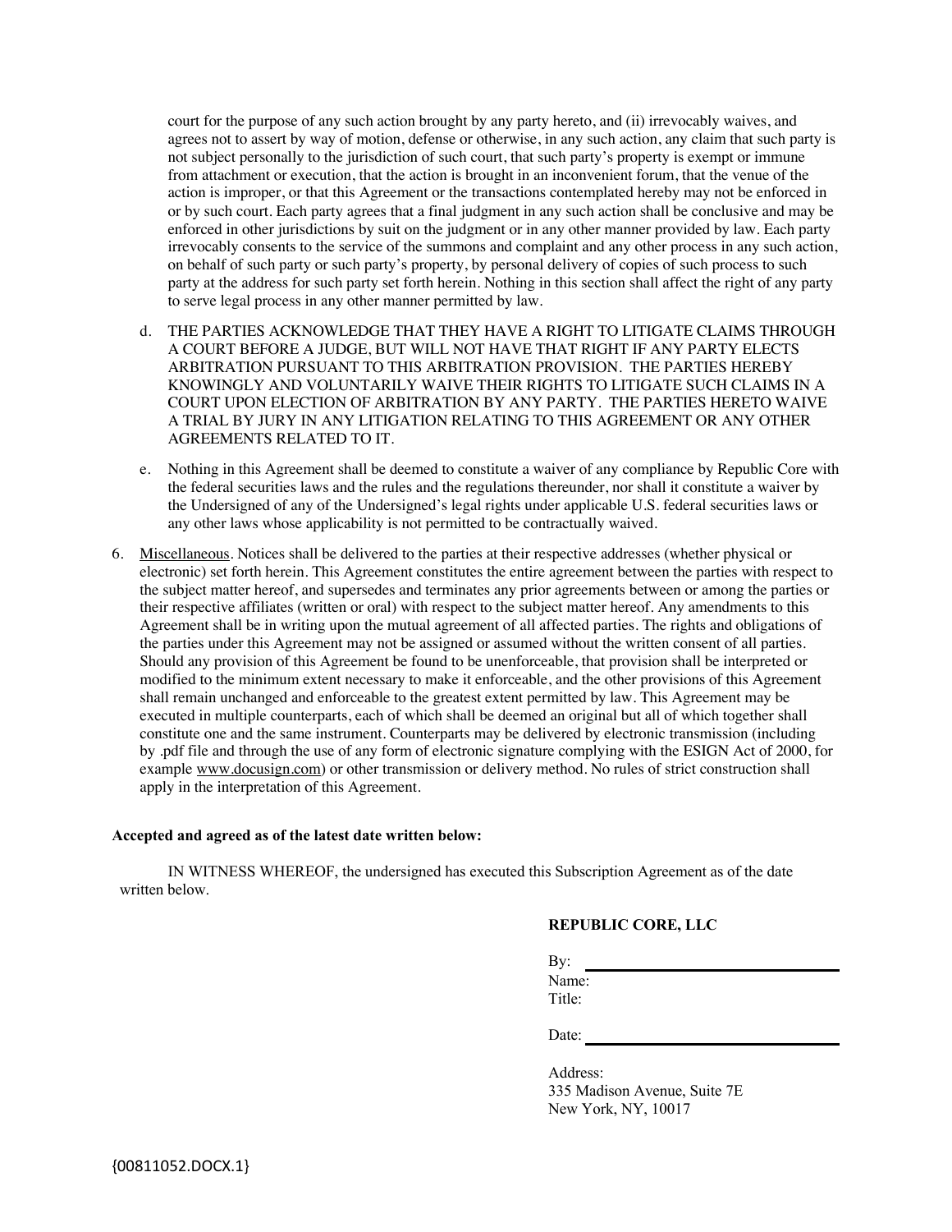court for the purpose of any such action brought by any party hereto, and (ii) irrevocably waives, and agrees not to assert by way of motion, defense or otherwise, in any such action, any claim that such party is not subject personally to the jurisdiction of such court, that such party's property is exempt or immune from attachment or execution, that the action is brought in an inconvenient forum, that the venue of the action is improper, or that this Agreement or the transactions contemplated hereby may not be enforced in or by such court. Each party agrees that a final judgment in any such action shall be conclusive and may be enforced in other jurisdictions by suit on the judgment or in any other manner provided by law. Each party irrevocably consents to the service of the summons and complaint and any other process in any such action, on behalf of such party or such party's property, by personal delivery of copies of such process to such party at the address for such party set forth herein. Nothing in this section shall affect the right of any party to serve legal process in any other manner permitted by law.

d. THE PARTIES ACKNOWLEDGE THAT THEY HAVE A RIGHT TO LITIGATE CLAIMS THROUGH A COURT BEFORE A JUDGE, BUT WILL NOT HAVE THAT RIGHT IF ANY PARTY ELECTS ARBITRATION PURSUANT TO THIS ARBITRATION PROVISION. THE PARTIES HEREBY KNOWINGLY AND VOLUNTARILY WAIVE THEIR RIGHTS TO LITIGATE SUCH CLAIMS IN A COURT UPON ELECTION OF ARBITRATION BY ANY PARTY. THE PARTIES HERETO WAIVE A TRIAL BY JURY IN ANY LITIGATION RELATING TO THIS AGREEMENT OR ANY OTHER AGREEMENTS RELATED TO IT.

e. Nothing in this Agreement shall be deemed to constitute a waiver of any compliance by Republic Core with the federal securities laws and the rules and the regulations thereunder, nor shall it constitute a waiver by the Undersigned of any of the Undersigned's legal rights under applicable U.S. federal securities laws or any other laws whose applicability is not permitted to be contractually waived.

6. Miscellaneous. Notices shall be delivered to the parties at their respective addresses (whether physical or electronic) set forth herein. This Agreement constitutes the entire agreement between the parties with respect to the subject matter hereof, and supersedes and terminates any prior agreements between or among the parties or their respective affiliates (written or oral) with respect to the subject matter hereof. Any amendments to this Agreement shall be in writing upon the mutual agreement of all affected parties. The rights and obligations of the parties under this Agreement may not be assigned or assumed without the written consent of all parties. Should any provision of this Agreement be found to be unenforceable, that provision shall be interpreted or modified to the minimum extent necessary to make it enforceable, and the other provisions of this Agreement shall remain unchanged and enforceable to the greatest extent permitted by law. This Agreement may be executed in multiple counterparts, each of which shall be deemed an original but all of which together shall constitute one and the same instrument. Counterparts may be delivered by electronic transmission (including by .pdf file and through the use of any form of electronic signature complying with the ESIGN Act of 2000, for example www.docusign.com) or other transmission or delivery method. No rules of strict construction shall apply in the interpretation of this Agreement.

**Accepted and agreed as of the latest date written below:**

IN WITNESS WHEREOF, the undersigned has executed this Subscription Agreement as of the date written below.

**REPUBLIC CORE, LLC**

By: ______________________________
Name:
Title:

Date: ______________________________

Address:
335 Madison Avenue, Suite 7E
New York, NY, 10017

{00811052.DOCX.1}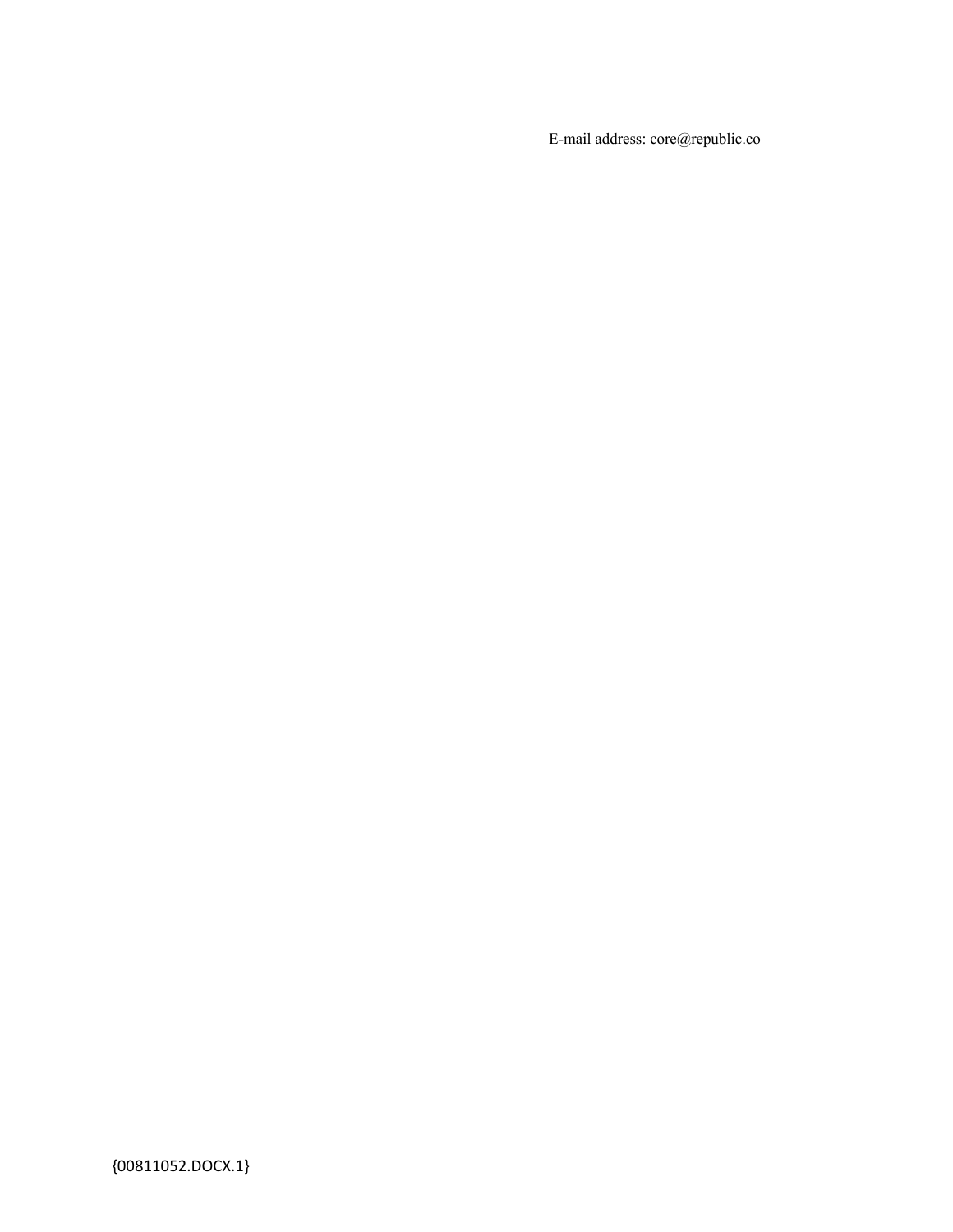E-mail address: core@republic.co

{00811052.DOCX.1}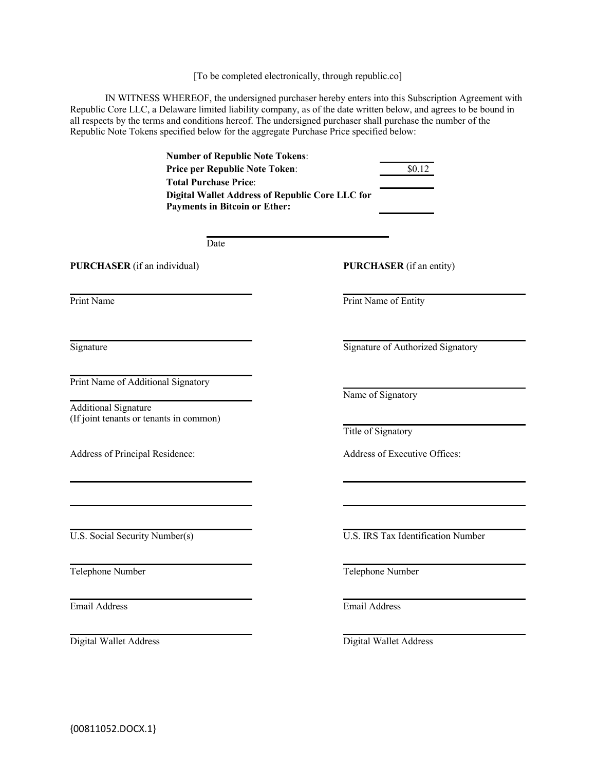[To be completed electronically, through republic.co]

IN WITNESS WHEREOF, the undersigned purchaser hereby enters into this Subscription Agreement with Republic Core LLC, a Delaware limited liability company, as of the date written below, and agrees to be bound in all respects by the terms and conditions hereof. The undersigned purchaser shall purchase the number of the Republic Note Tokens specified below for the aggregate Purchase Price specified below:

| | |
|---|---|
| **Number of Republic Note Tokens**: | |
| **Price per Republic Note Token**: | $0.12 |
| **Total Purchase Price**: | |
| **Digital Wallet Address of Republic Core LLC for Payments in Bitcoin or Ether:** | |

Date

**PURCHASER** (if an individual)

Print Name

Signature

Print Name of Additional Signatory

Additional Signature
(If joint tenants or tenants in common)

Address of Principal Residence:

U.S. Social Security Number(s)

Telephone Number

Email Address

Digital Wallet Address

**PURCHASER** (if an entity)

Print Name of Entity

Signature of Authorized Signatory

Name of Signatory

Title of Signatory

Address of Executive Offices:

U.S. IRS Tax Identification Number

Telephone Number

Email Address

Digital Wallet Address

{00811052.DOCX.1}